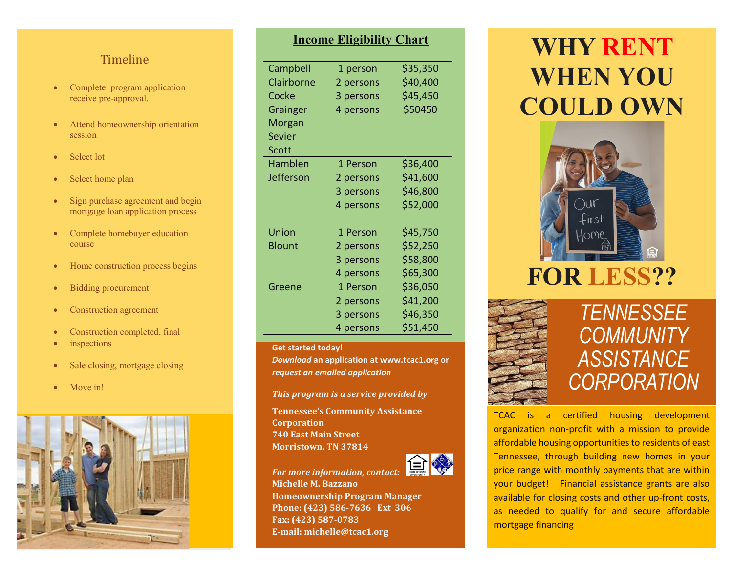## Timeline

- Complete program application receive pre-approval.
- Attend homeownership orientation session
- Select lot
- Select home plan
- Sign purchase agreement and begin mortgage loan application process
- Complete homebuyer education course
- Home construction process begins
- Bidding procurement
- Construction agreement
- Construction completed, final
- inspections
- Sale closing, mortgage closing
- Move in!

## Income Eligibility Chart

| County | Household Size | Income |
|---|---|---|
| Campbell, Clairborne, Cocke, Grainger, Morgan, Sevier, Scott | 1 person | $35,350 |
| | 2 persons | $40,400 |
| | 3 persons | $45,450 |
| | 4 persons | $50450 |
| Hamblen, Jefferson | 1 Person | $36,400 |
| | 2 persons | $41,600 |
| | 3 persons | $46,800 |
| | 4 persons | $52,000 |
| Union, Blount | 1 Person | $45,750 |
| | 2 persons | $52,250 |
| | 3 persons | $58,800 |
| | 4 persons | $65,300 |
| Greene | 1 Person | $36,050 |
| | 2 persons | $41,200 |
| | 3 persons | $46,350 |
| | 4 persons | $51,450 |

**Get started today!**
***Download* an application at www.tcac1.org or *request an emailed application***

*This program is a service provided by*

**Tennessee's Community Assistance Corporation**
**740 East Main Street**
**Morristown, TN 37814**

*For more information, contact:*
**Michelle M. Bazzano**
**Homeownership Program Manager**
**Phone: (423) 586-7636 Ext 306**
**Fax: (423) 587-0783**
**E-mail: michelle@tcac1.org**

# WHY RENT WHEN YOU COULD OWN FOR LESS??

## *TENNESSEE COMMUNITY ASSISTANCE CORPORATION*

TCAC is a certified housing development organization non-profit with a mission to provide affordable housing opportunities to residents of east Tennessee, through building new homes in your price range with monthly payments that are within your budget! Financial assistance grants are also available for closing costs and other up-front costs, as needed to qualify for and secure affordable mortgage financing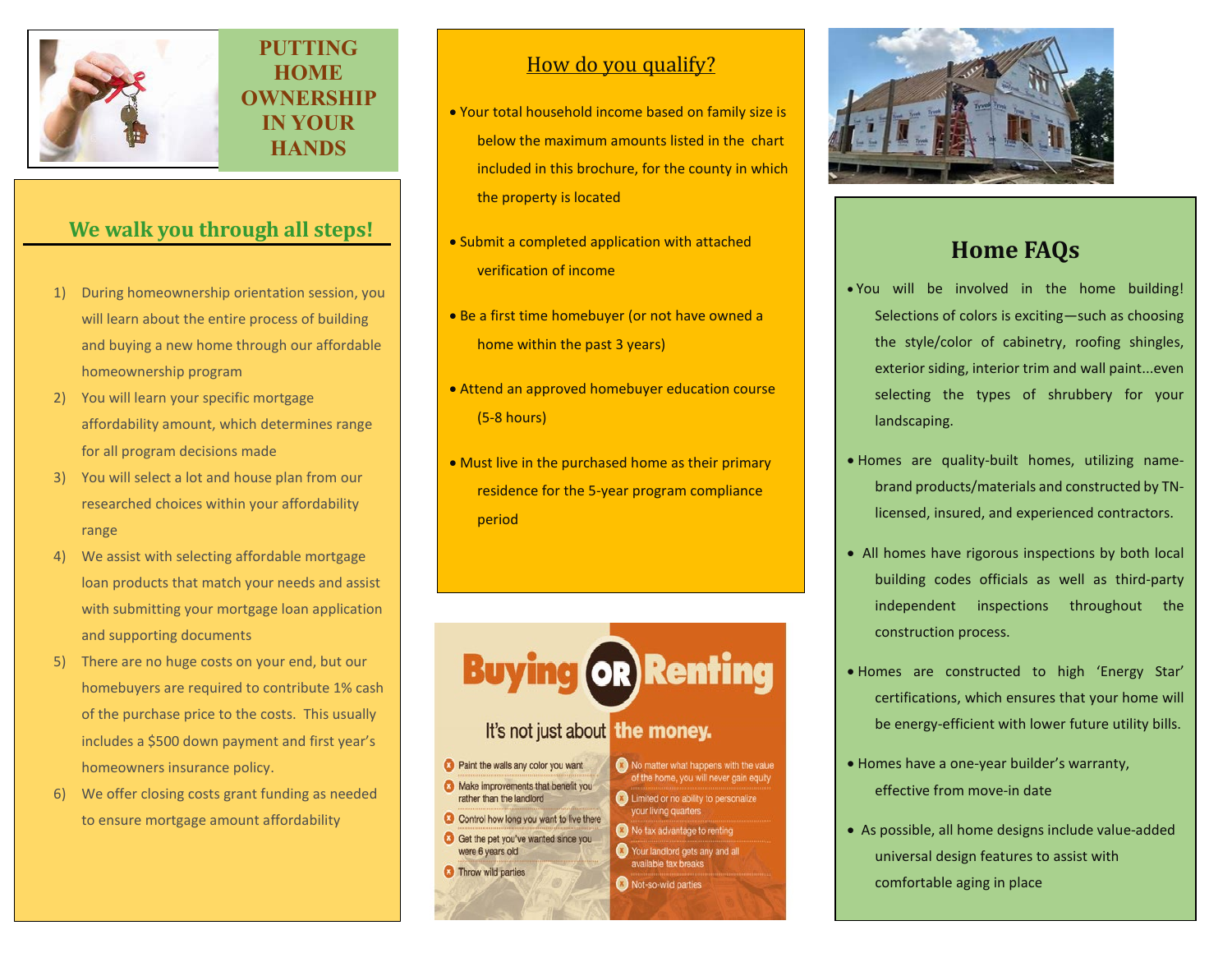# PUTTING HOME OWNERSHIP IN YOUR HANDS

## We walk you through all steps!

1) During homeownership orientation session, you will learn about the entire process of building and buying a new home through our affordable homeownership program
2) You will learn your specific mortgage affordability amount, which determines range for all program decisions made
3) You will select a lot and house plan from our researched choices within your affordability range
4) We assist with selecting affordable mortgage loan products that match your needs and assist with submitting your mortgage loan application and supporting documents
5) There are no huge costs on your end, but our homebuyers are required to contribute 1% cash of the purchase price to the costs. This usually includes a $500 down payment and first year's homeowners insurance policy.
6) We offer closing costs grant funding as needed to ensure mortgage amount affordability

## How do you qualify?

- Your total household income based on family size is below the maximum amounts listed in the chart included in this brochure, for the county in which the property is located
- Submit a completed application with attached verification of income
- Be a first time homebuyer (or not have owned a home within the past 3 years)
- Attend an approved homebuyer education course (5-8 hours)
- Must live in the purchased home as their primary residence for the 5-year program compliance period

**Buying OR Renting**

It's not just about the money.

| Buying | Renting |
|---|---|
| Paint the walls any color you want | No matter what happens with the value of the home, you will never gain equity |
| Make improvements that benefit you rather than the landlord | Limited or no ability to personalize your living quarters |
| Control how long you want to live there | No tax advantage to renting |
| Get the pet you've wanted since you were 6 years old | Your landlord gets any and all available tax breaks |
| Throw wild parties | Not-so-wild parties |

## Home FAQs

- You will be involved in the home building! Selections of colors is exciting—such as choosing the style/color of cabinetry, roofing shingles, exterior siding, interior trim and wall paint...even selecting the types of shrubbery for your landscaping.
- Homes are quality-built homes, utilizing name-brand products/materials and constructed by TN-licensed, insured, and experienced contractors.
- All homes have rigorous inspections by both local building codes officials as well as third-party independent inspections throughout the construction process.
- Homes are constructed to high 'Energy Star' certifications, which ensures that your home will be energy-efficient with lower future utility bills.
- Homes have a one-year builder's warranty, effective from move-in date
- As possible, all home designs include value-added universal design features to assist with comfortable aging in place